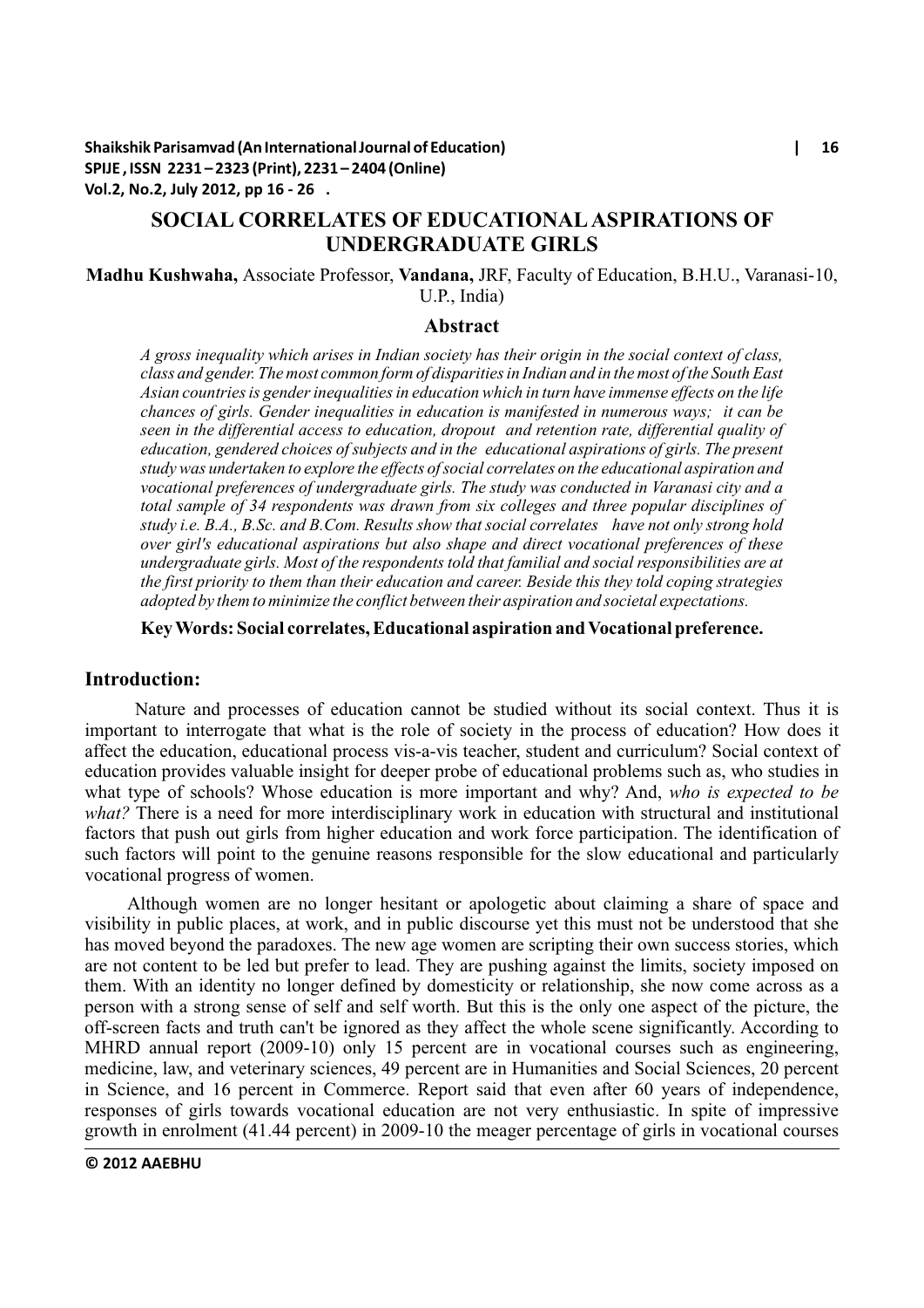# SOCIAL CORRELATES OF EDUCATIONAL ASPIRATIONS OF UNDERGRADUATE GIRLS

**Madhu Kushwaha,** Associate Professor, **Vandana,** JRF, Faculty of Education, B.H.U., Varanasi-10, U.P., India)

## Abstract

*A gross inequality which arises in Indian society has their origin in the social context of class, class and gender. The most common form of disparities in Indian and in the most of the South East Asian countries is gender inequalities in education which in turn have immense effects on the life chances of girls. Gender inequalities in education is manifested in numerous ways; it can be seen in the differential access to education, dropout and retention rate, differential quality of education, gendered choices of subjects and in the educational aspirations of girls. The present study was undertaken to explore the effects of social correlates on the educational aspiration and vocational preferences of undergraduate girls. The study was conducted in Varanasi city and a total sample of 34 respondents was drawn from six colleges and three popular disciplines of study i.e. B.A., B.Sc. and B.Com. Results show that social correlates have not only strong hold over girl's educational aspirations but also shape and direct vocational preferences of these undergraduate girls. Most of the respondents told that familial and social responsibilities are at the first priority to them than their education and career. Beside this they told coping strategies adopted by them to minimize the conflict between their aspiration and societal expectations.*

**Key Words: Social correlates, Educational aspiration and Vocational preference.**

## Introduction:

Nature and processes of education cannot be studied without its social context. Thus it is important to interrogate that what is the role of society in the process of education? How does it affect the education, educational process vis-a-vis teacher, student and curriculum? Social context of education provides valuable insight for deeper probe of educational problems such as, who studies in what type of schools? Whose education is more important and why? And, *who is expected to be what?* There is a need for more interdisciplinary work in education with structural and institutional factors that push out girls from higher education and work force participation. The identification of such factors will point to the genuine reasons responsible for the slow educational and particularly vocational progress of women.

Although women are no longer hesitant or apologetic about claiming a share of space and visibility in public places, at work, and in public discourse yet this must not be understood that she has moved beyond the paradoxes. The new age women are scripting their own success stories, which are not content to be led but prefer to lead. They are pushing against the limits, society imposed on them. With an identity no longer defined by domesticity or relationship, she now come across as a person with a strong sense of self and self worth. But this is the only one aspect of the picture, the off-screen facts and truth can't be ignored as they affect the whole scene significantly. According to MHRD annual report (2009-10) only 15 percent are in vocational courses such as engineering, medicine, law, and veterinary sciences, 49 percent are in Humanities and Social Sciences, 20 percent in Science, and 16 percent in Commerce. Report said that even after 60 years of independence, responses of girls towards vocational education are not very enthusiastic. In spite of impressive growth in enrolment (41.44 percent) in 2009-10 the meager percentage of girls in vocational courses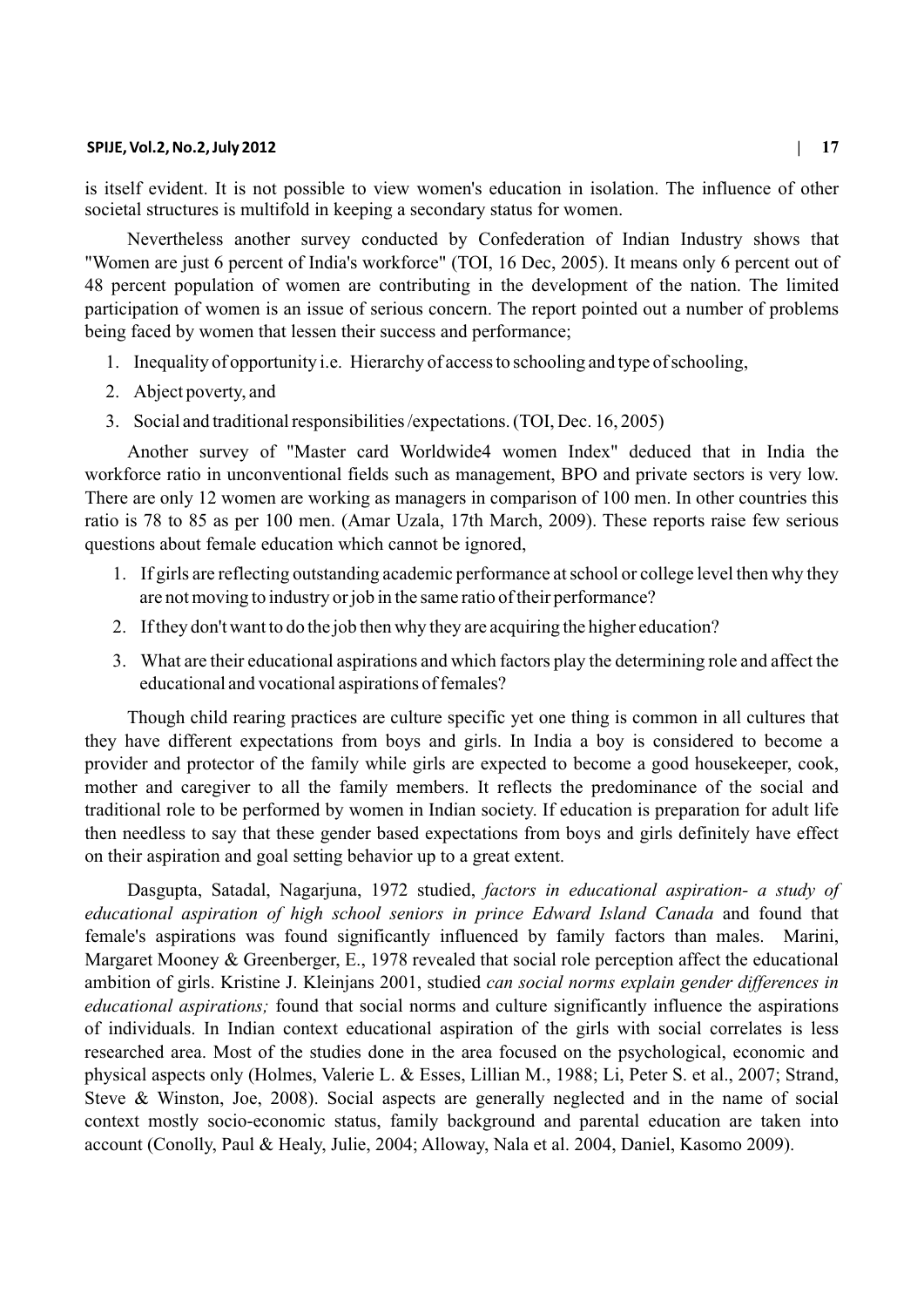is itself evident. It is not possible to view women's education in isolation. The influence of other societal structures is multifold in keeping a secondary status for women.

Nevertheless another survey conducted by Confederation of Indian Industry shows that "Women are just 6 percent of India's workforce" (TOI, 16 Dec, 2005). It means only 6 percent out of 48 percent population of women are contributing in the development of the nation. The limited participation of women is an issue of serious concern. The report pointed out a number of problems being faced by women that lessen their success and performance;

1. Inequality of opportunity i.e. Hierarchy of access to schooling and type of schooling,
2. Abject poverty, and
3. Social and traditional responsibilities /expectations. (TOI, Dec. 16, 2005)

Another survey of "Master card Worldwide4 women Index" deduced that in India the workforce ratio in unconventional fields such as management, BPO and private sectors is very low. There are only 12 women are working as managers in comparison of 100 men. In other countries this ratio is 78 to 85 as per 100 men. (Amar Uzala, 17th March, 2009). These reports raise few serious questions about female education which cannot be ignored,

1. If girls are reflecting outstanding academic performance at school or college level then why they are not moving to industry or job in the same ratio of their performance?
2. If they don't want to do the job then why they are acquiring the higher education?
3. What are their educational aspirations and which factors play the determining role and affect the educational and vocational aspirations of females?

Though child rearing practices are culture specific yet one thing is common in all cultures that they have different expectations from boys and girls. In India a boy is considered to become a provider and protector of the family while girls are expected to become a good housekeeper, cook, mother and caregiver to all the family members. It reflects the predominance of the social and traditional role to be performed by women in Indian society. If education is preparation for adult life then needless to say that these gender based expectations from boys and girls definitely have effect on their aspiration and goal setting behavior up to a great extent.

Dasgupta, Satadal, Nagarjuna, 1972 studied, *factors in educational aspiration- a study of educational aspiration of high school seniors in prince Edward Island Canada* and found that female's aspirations was found significantly influenced by family factors than males. Marini, Margaret Mooney & Greenberger, E., 1978 revealed that social role perception affect the educational ambition of girls. Kristine J. Kleinjans 2001, studied *can social norms explain gender differences in educational aspirations;* found that social norms and culture significantly influence the aspirations of individuals. In Indian context educational aspiration of the girls with social correlates is less researched area. Most of the studies done in the area focused on the psychological, economic and physical aspects only (Holmes, Valerie L. & Esses, Lillian M., 1988; Li, Peter S. et al., 2007; Strand, Steve & Winston, Joe, 2008). Social aspects are generally neglected and in the name of social context mostly socio-economic status, family background and parental education are taken into account (Conolly, Paul & Healy, Julie, 2004; Alloway, Nala et al. 2004, Daniel, Kasomo 2009).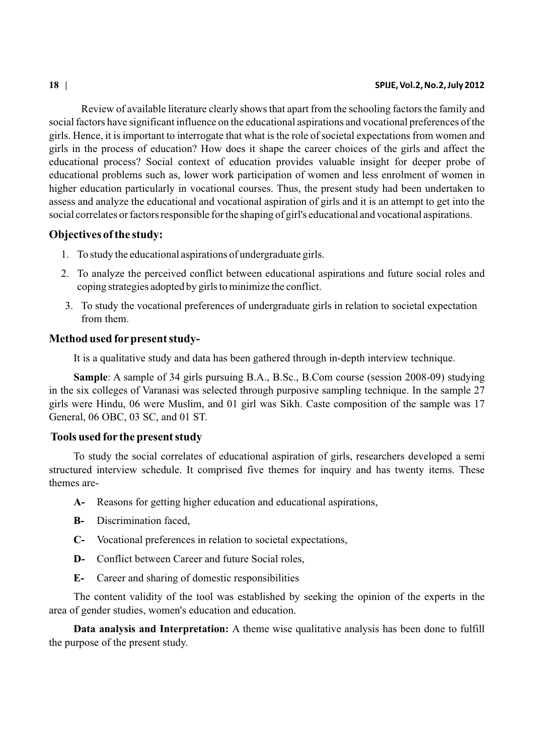Review of available literature clearly shows that apart from the schooling factors the family and social factors have significant influence on the educational aspirations and vocational preferences of the girls. Hence, it is important to interrogate that what is the role of societal expectations from women and girls in the process of education? How does it shape the career choices of the girls and affect the educational process? Social context of education provides valuable insight for deeper probe of educational problems such as, lower work participation of women and less enrolment of women in higher education particularly in vocational courses. Thus, the present study had been undertaken to assess and analyze the educational and vocational aspiration of girls and it is an attempt to get into the social correlates or factors responsible for the shaping of girl's educational and vocational aspirations.

## Objectives of the study:

1. To study the educational aspirations of undergraduate girls.
2. To analyze the perceived conflict between educational aspirations and future social roles and coping strategies adopted by girls to minimize the conflict.
3. To study the vocational preferences of undergraduate girls in relation to societal expectation from them.

## Method used for present study-

It is a qualitative study and data has been gathered through in-depth interview technique.

**Sample**: A sample of 34 girls pursuing B.A., B.Sc., B.Com course (session 2008-09) studying in the six colleges of Varanasi was selected through purposive sampling technique. In the sample 27 girls were Hindu, 06 were Muslim, and 01 girl was Sikh. Caste composition of the sample was 17 General, 06 OBC, 03 SC, and 01 ST.

## Tools used for the present study

To study the social correlates of educational aspiration of girls, researchers developed a semi structured interview schedule. It comprised five themes for inquiry and has twenty items. These themes are-

- **A-** Reasons for getting higher education and educational aspirations,
- **B-** Discrimination faced,
- **C-** Vocational preferences in relation to societal expectations,
- **D-** Conflict between Career and future Social roles,
- **E-** Career and sharing of domestic responsibilities

The content validity of the tool was established by seeking the opinion of the experts in the area of gender studies, women's education and education.

**Data analysis and Interpretation:** A theme wise qualitative analysis has been done to fulfill the purpose of the present study.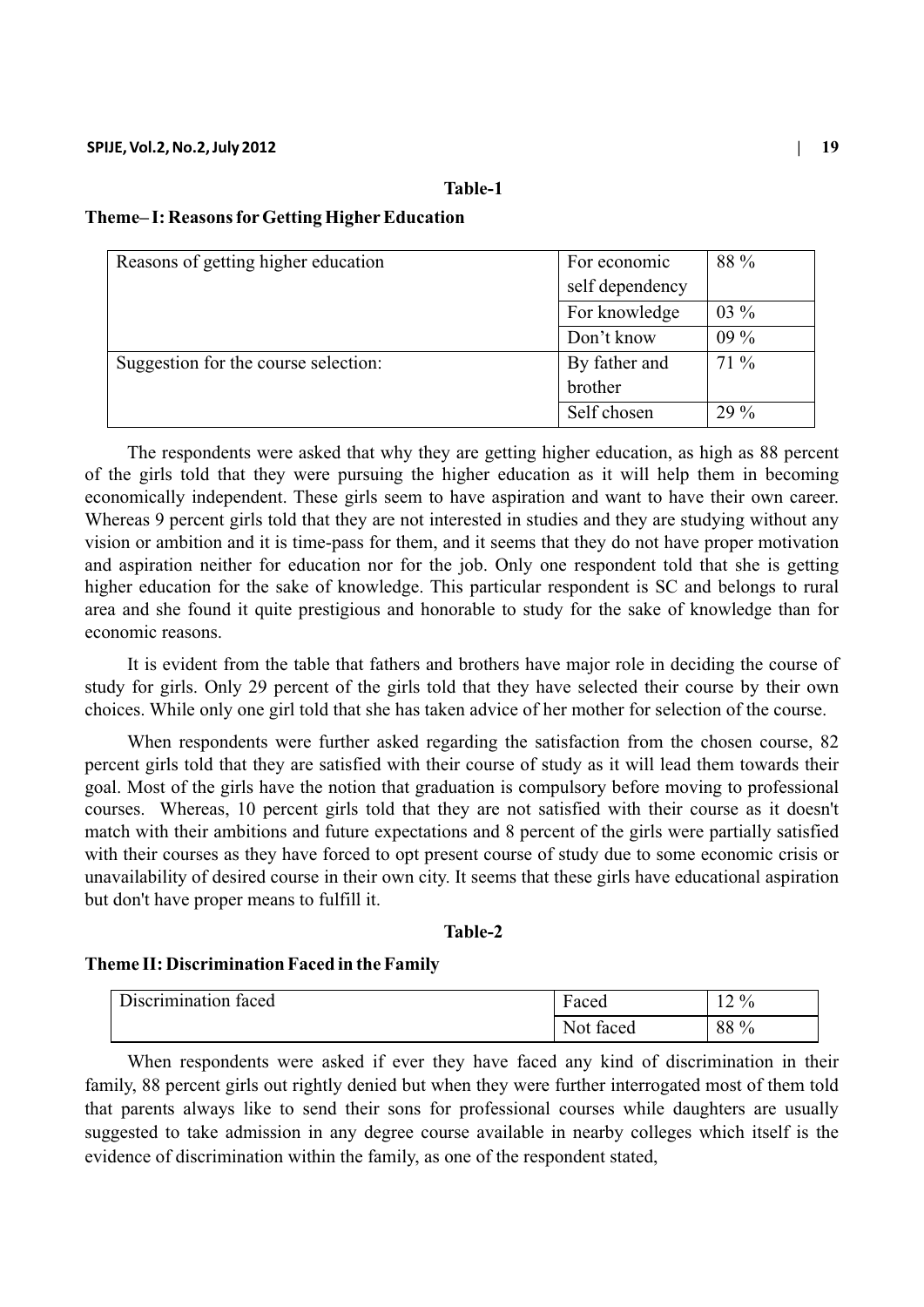**Table-1**

**Theme– I: Reasons for Getting Higher Education**

| | | |
|---|---|---|
| Reasons of getting higher education | For economic self dependency | 88 % |
| | For knowledge | 03 % |
| | Don't know | 09 % |
| Suggestion for the course selection: | By father and brother | 71 % |
| | Self chosen | 29 % |

The respondents were asked that why they are getting higher education, as high as 88 percent of the girls told that they were pursuing the higher education as it will help them in becoming economically independent. These girls seem to have aspiration and want to have their own career. Whereas 9 percent girls told that they are not interested in studies and they are studying without any vision or ambition and it is time-pass for them, and it seems that they do not have proper motivation and aspiration neither for education nor for the job. Only one respondent told that she is getting higher education for the sake of knowledge. This particular respondent is SC and belongs to rural area and she found it quite prestigious and honorable to study for the sake of knowledge than for economic reasons.

It is evident from the table that fathers and brothers have major role in deciding the course of study for girls. Only 29 percent of the girls told that they have selected their course by their own choices. While only one girl told that she has taken advice of her mother for selection of the course.

When respondents were further asked regarding the satisfaction from the chosen course, 82 percent girls told that they are satisfied with their course of study as it will lead them towards their goal. Most of the girls have the notion that graduation is compulsory before moving to professional courses. Whereas, 10 percent girls told that they are not satisfied with their course as it doesn't match with their ambitions and future expectations and 8 percent of the girls were partially satisfied with their courses as they have forced to opt present course of study due to some economic crisis or unavailability of desired course in their own city. It seems that these girls have educational aspiration but don't have proper means to fulfill it.

**Table-2**

**Theme II: Discrimination Faced in the Family**

| | | |
|---|---|---|
| Discrimination faced | Faced | 12 % |
| | Not faced | 88 % |

When respondents were asked if ever they have faced any kind of discrimination in their family, 88 percent girls out rightly denied but when they were further interrogated most of them told that parents always like to send their sons for professional courses while daughters are usually suggested to take admission in any degree course available in nearby colleges which itself is the evidence of discrimination within the family, as one of the respondent stated,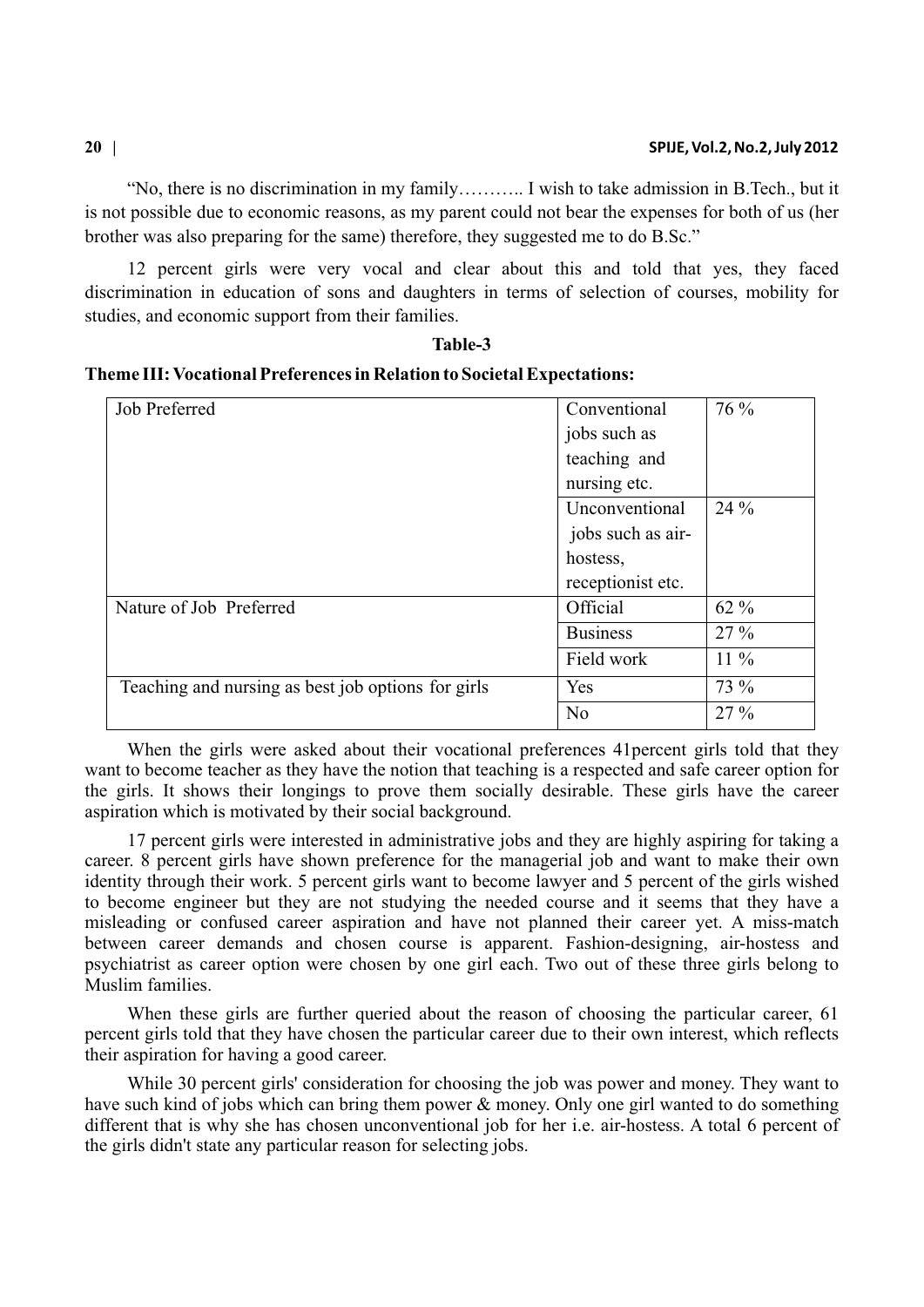"No, there is no discrimination in my family……….. I wish to take admission in B.Tech., but it is not possible due to economic reasons, as my parent could not bear the expenses for both of us (her brother was also preparing for the same) therefore, they suggested me to do B.Sc."

12 percent girls were very vocal and clear about this and told that yes, they faced discrimination in education of sons and daughters in terms of selection of courses, mobility for studies, and economic support from their families.

**Table-3**

**Theme III: Vocational Preferences in Relation to Societal Expectations:**

| | | |
|---|---|---|
| Job Preferred | Conventional jobs such as teaching and nursing etc. | 76 % |
| | Unconventional jobs such as air-hostess, receptionist etc. | 24 % |
| Nature of Job Preferred | Official | 62 % |
| | Business | 27 % |
| | Field work | 11 % |
| Teaching and nursing as best job options for girls | Yes | 73 % |
| | No | 27 % |

When the girls were asked about their vocational preferences 41percent girls told that they want to become teacher as they have the notion that teaching is a respected and safe career option for the girls. It shows their longings to prove them socially desirable. These girls have the career aspiration which is motivated by their social background.

17 percent girls were interested in administrative jobs and they are highly aspiring for taking a career. 8 percent girls have shown preference for the managerial job and want to make their own identity through their work. 5 percent girls want to become lawyer and 5 percent of the girls wished to become engineer but they are not studying the needed course and it seems that they have a misleading or confused career aspiration and have not planned their career yet. A miss-match between career demands and chosen course is apparent. Fashion-designing, air-hostess and psychiatrist as career option were chosen by one girl each. Two out of these three girls belong to Muslim families.

When these girls are further queried about the reason of choosing the particular career, 61 percent girls told that they have chosen the particular career due to their own interest, which reflects their aspiration for having a good career.

While 30 percent girls' consideration for choosing the job was power and money. They want to have such kind of jobs which can bring them power & money. Only one girl wanted to do something different that is why she has chosen unconventional job for her i.e. air-hostess. A total 6 percent of the girls didn't state any particular reason for selecting jobs.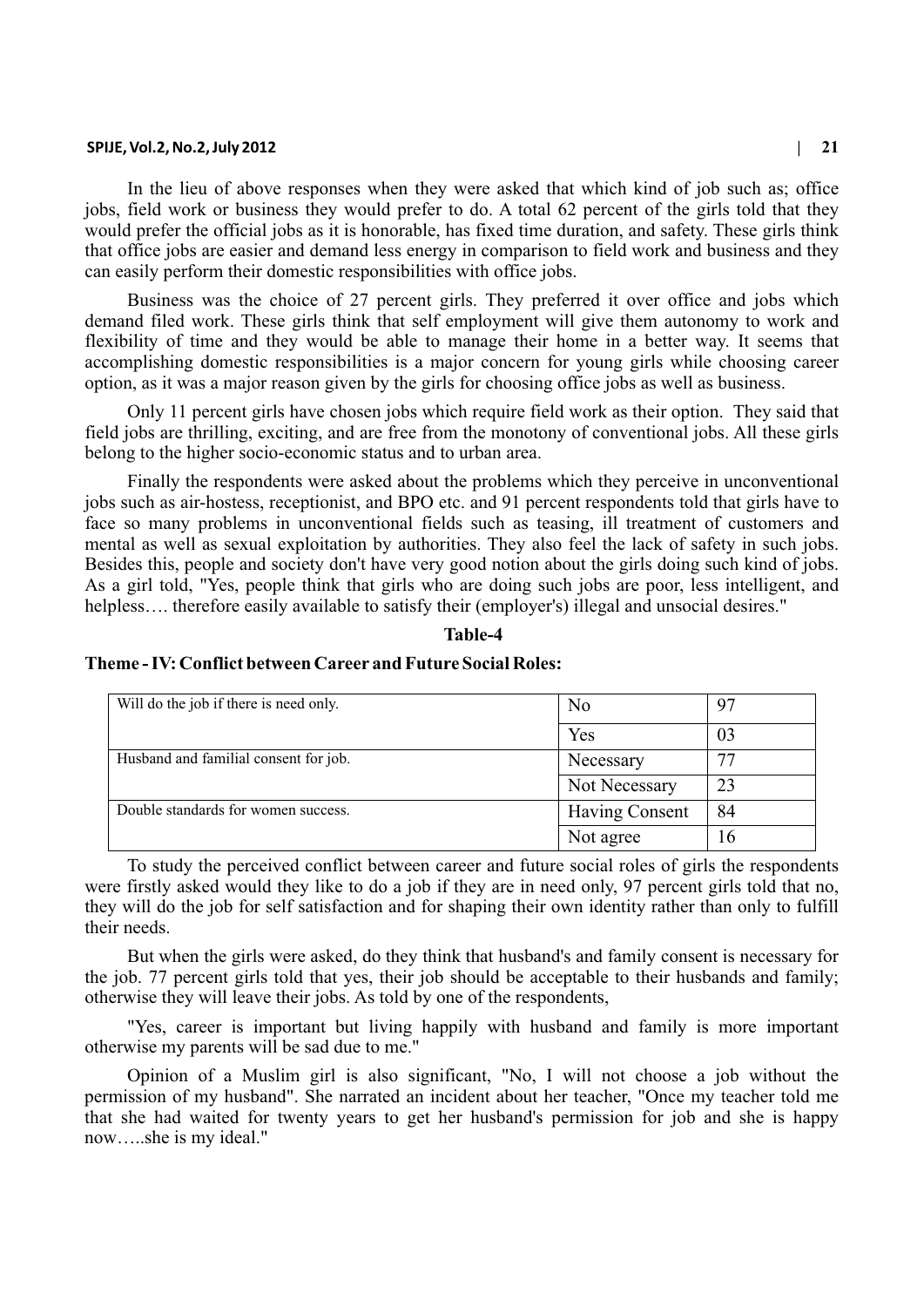In the lieu of above responses when they were asked that which kind of job such as; office jobs, field work or business they would prefer to do. A total 62 percent of the girls told that they would prefer the official jobs as it is honorable, has fixed time duration, and safety. These girls think that office jobs are easier and demand less energy in comparison to field work and business and they can easily perform their domestic responsibilities with office jobs.

Business was the choice of 27 percent girls. They preferred it over office and jobs which demand filed work. These girls think that self employment will give them autonomy to work and flexibility of time and they would be able to manage their home in a better way. It seems that accomplishing domestic responsibilities is a major concern for young girls while choosing career option, as it was a major reason given by the girls for choosing office jobs as well as business.

Only 11 percent girls have chosen jobs which require field work as their option. They said that field jobs are thrilling, exciting, and are free from the monotony of conventional jobs. All these girls belong to the higher socio-economic status and to urban area.

Finally the respondents were asked about the problems which they perceive in unconventional jobs such as air-hostess, receptionist, and BPO etc. and 91 percent respondents told that girls have to face so many problems in unconventional fields such as teasing, ill treatment of customers and mental as well as sexual exploitation by authorities. They also feel the lack of safety in such jobs. Besides this, people and society don't have very good notion about the girls doing such kind of jobs. As a girl told, "Yes, people think that girls who are doing such jobs are poor, less intelligent, and helpless…. therefore easily available to satisfy their (employer's) illegal and unsocial desires."

**Table-4**

**Theme - IV: Conflict between Career and Future Social Roles:**

| | | |
|---|---|---|
| Will do the job if there is need only. | No | 97 |
| | Yes | 03 |
| Husband and familial consent for job. | Necessary | 77 |
| | Not Necessary | 23 |
| Double standards for women success. | Having Consent | 84 |
| | Not agree | 16 |

To study the perceived conflict between career and future social roles of girls the respondents were firstly asked would they like to do a job if they are in need only, 97 percent girls told that no, they will do the job for self satisfaction and for shaping their own identity rather than only to fulfill their needs.

But when the girls were asked, do they think that husband's and family consent is necessary for the job. 77 percent girls told that yes, their job should be acceptable to their husbands and family; otherwise they will leave their jobs. As told by one of the respondents,

"Yes, career is important but living happily with husband and family is more important otherwise my parents will be sad due to me."

Opinion of a Muslim girl is also significant, "No, I will not choose a job without the permission of my husband". She narrated an incident about her teacher, "Once my teacher told me that she had waited for twenty years to get her husband's permission for job and she is happy now…..she is my ideal."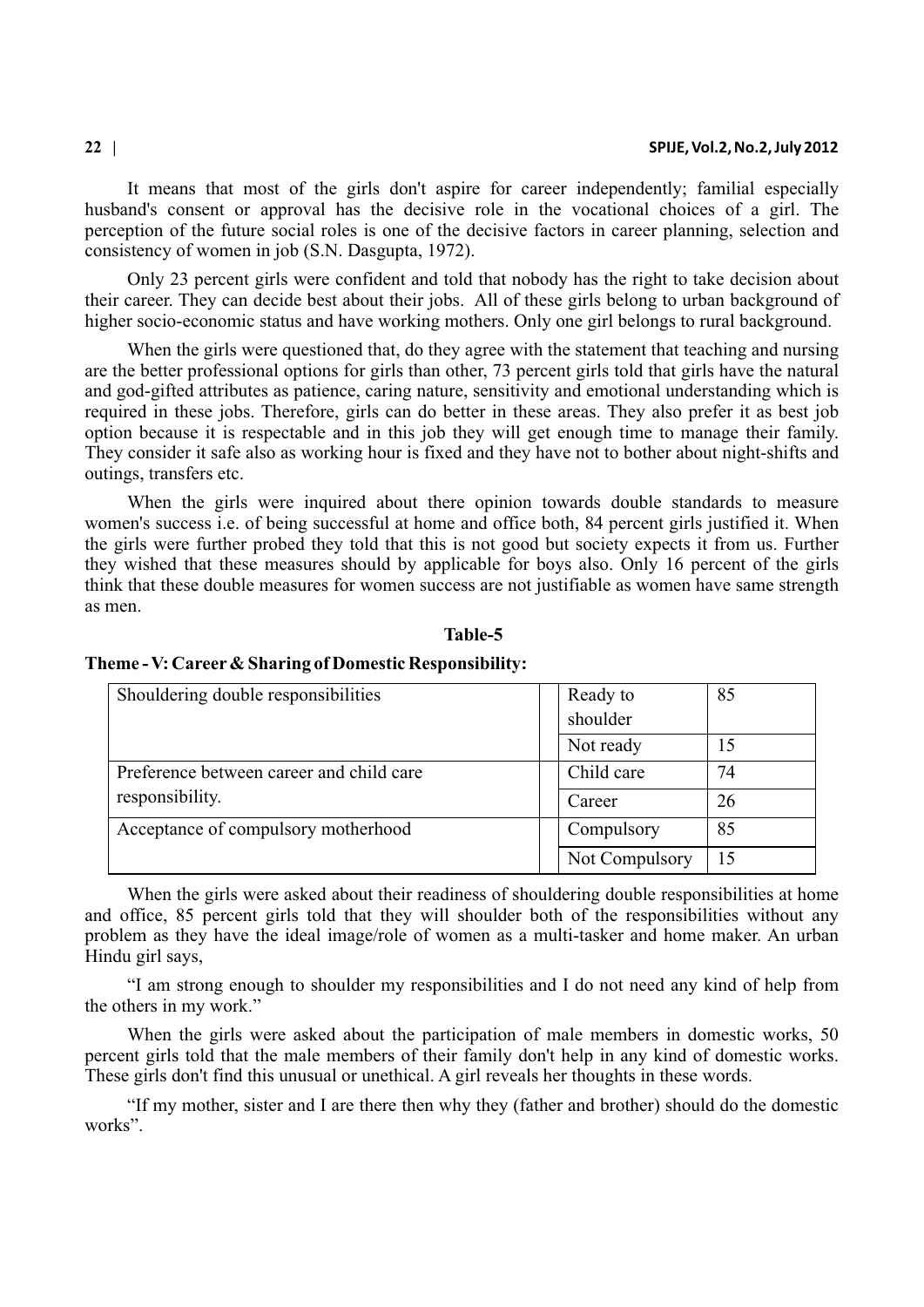It means that most of the girls don't aspire for career independently; familial especially husband's consent or approval has the decisive role in the vocational choices of a girl. The perception of the future social roles is one of the decisive factors in career planning, selection and consistency of women in job (S.N. Dasgupta, 1972).

Only 23 percent girls were confident and told that nobody has the right to take decision about their career. They can decide best about their jobs. All of these girls belong to urban background of higher socio-economic status and have working mothers. Only one girl belongs to rural background.

When the girls were questioned that, do they agree with the statement that teaching and nursing are the better professional options for girls than other, 73 percent girls told that girls have the natural and god-gifted attributes as patience, caring nature, sensitivity and emotional understanding which is required in these jobs. Therefore, girls can do better in these areas. They also prefer it as best job option because it is respectable and in this job they will get enough time to manage their family. They consider it safe also as working hour is fixed and they have not to bother about night-shifts and outings, transfers etc.

When the girls were inquired about there opinion towards double standards to measure women's success i.e. of being successful at home and office both, 84 percent girls justified it. When the girls were further probed they told that this is not good but society expects it from us. Further they wished that these measures should by applicable for boys also. Only 16 percent of the girls think that these double measures for women success are not justifiable as women have same strength as men.

**Table-5**

**Theme - V: Career & Sharing of Domestic Responsibility:**

| | | |
|---|---|---|
| Shouldering double responsibilities | Ready to shoulder | 85 |
| | Not ready | 15 |
| Preference between career and child care responsibility. | Child care | 74 |
| | Career | 26 |
| Acceptance of compulsory motherhood | Compulsory | 85 |
| | Not Compulsory | 15 |

When the girls were asked about their readiness of shouldering double responsibilities at home and office, 85 percent girls told that they will shoulder both of the responsibilities without any problem as they have the ideal image/role of women as a multi-tasker and home maker. An urban Hindu girl says,

"I am strong enough to shoulder my responsibilities and I do not need any kind of help from the others in my work."

When the girls were asked about the participation of male members in domestic works, 50 percent girls told that the male members of their family don't help in any kind of domestic works. These girls don't find this unusual or unethical. A girl reveals her thoughts in these words.

"If my mother, sister and I are there then why they (father and brother) should do the domestic works".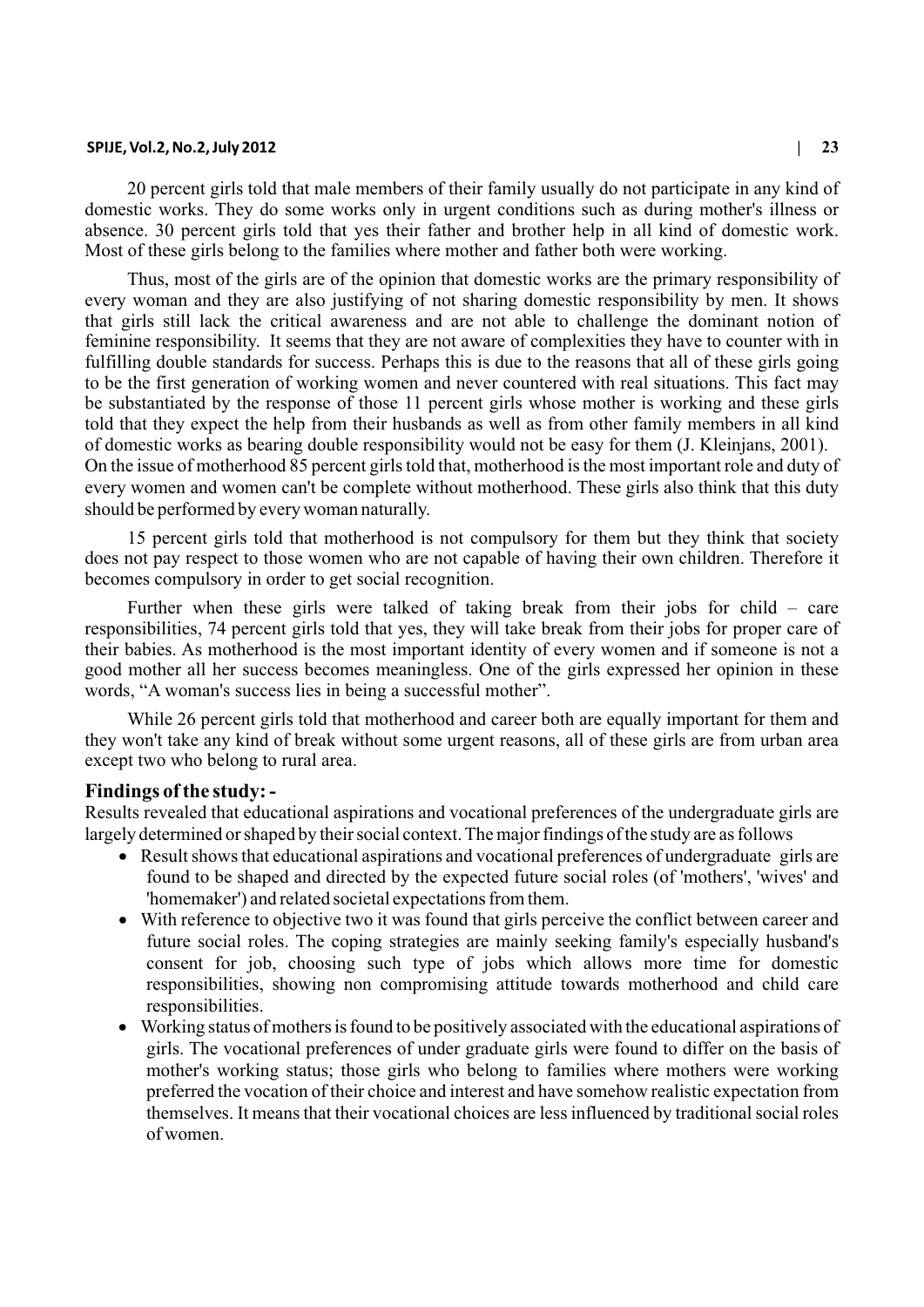20 percent girls told that male members of their family usually do not participate in any kind of domestic works. They do some works only in urgent conditions such as during mother's illness or absence. 30 percent girls told that yes their father and brother help in all kind of domestic work. Most of these girls belong to the families where mother and father both were working.

Thus, most of the girls are of the opinion that domestic works are the primary responsibility of every woman and they are also justifying of not sharing domestic responsibility by men. It shows that girls still lack the critical awareness and are not able to challenge the dominant notion of feminine responsibility. It seems that they are not aware of complexities they have to counter with in fulfilling double standards for success. Perhaps this is due to the reasons that all of these girls going to be the first generation of working women and never countered with real situations. This fact may be substantiated by the response of those 11 percent girls whose mother is working and these girls told that they expect the help from their husbands as well as from other family members in all kind of domestic works as bearing double responsibility would not be easy for them (J. Kleinjans, 2001).
On the issue of motherhood 85 percent girls told that, motherhood is the most important role and duty of every women and women can't be complete without motherhood. These girls also think that this duty should be performed by every woman naturally.

15 percent girls told that motherhood is not compulsory for them but they think that society does not pay respect to those women who are not capable of having their own children. Therefore it becomes compulsory in order to get social recognition.

Further when these girls were talked of taking break from their jobs for child – care responsibilities, 74 percent girls told that yes, they will take break from their jobs for proper care of their babies. As motherhood is the most important identity of every women and if someone is not a good mother all her success becomes meaningless. One of the girls expressed her opinion in these words, "A woman's success lies in being a successful mother".

While 26 percent girls told that motherhood and career both are equally important for them and they won't take any kind of break without some urgent reasons, all of these girls are from urban area except two who belong to rural area.

## Findings of the study: -

Results revealed that educational aspirations and vocational preferences of the undergraduate girls are largely determined or shaped by their social context. The major findings of the study are as follows

- Result shows that educational aspirations and vocational preferences of undergraduate girls are found to be shaped and directed by the expected future social roles (of 'mothers', 'wives' and 'homemaker') and related societal expectations from them.
- With reference to objective two it was found that girls perceive the conflict between career and future social roles. The coping strategies are mainly seeking family's especially husband's consent for job, choosing such type of jobs which allows more time for domestic responsibilities, showing non compromising attitude towards motherhood and child care responsibilities.
- Working status of mothers is found to be positively associated with the educational aspirations of girls. The vocational preferences of under graduate girls were found to differ on the basis of mother's working status; those girls who belong to families where mothers were working preferred the vocation of their choice and interest and have somehow realistic expectation from themselves. It means that their vocational choices are less influenced by traditional social roles of women.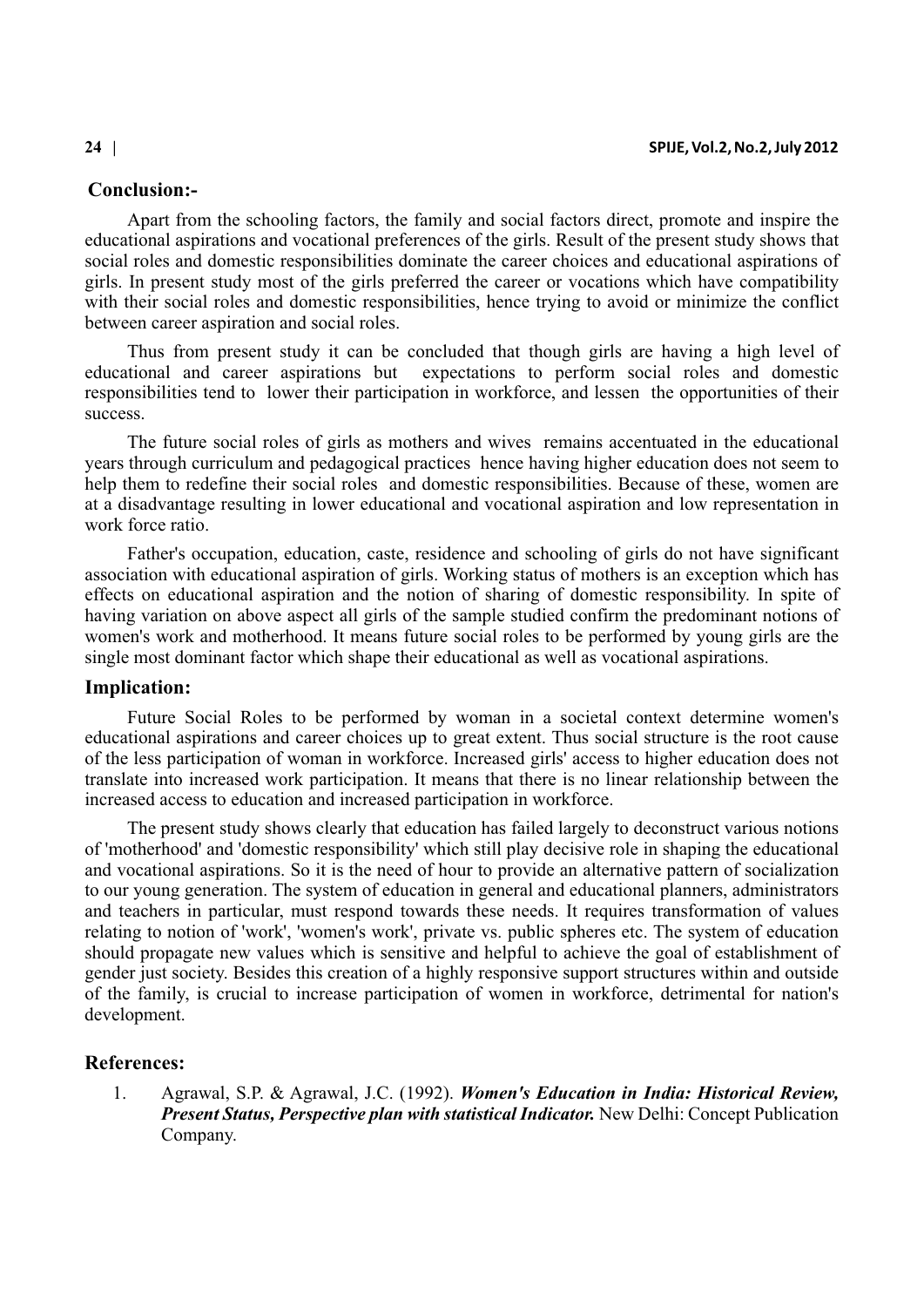## Conclusion:-

Apart from the schooling factors, the family and social factors direct, promote and inspire the educational aspirations and vocational preferences of the girls. Result of the present study shows that social roles and domestic responsibilities dominate the career choices and educational aspirations of girls. In present study most of the girls preferred the career or vocations which have compatibility with their social roles and domestic responsibilities, hence trying to avoid or minimize the conflict between career aspiration and social roles.

Thus from present study it can be concluded that though girls are having a high level of educational and career aspirations but expectations to perform social roles and domestic responsibilities tend to lower their participation in workforce, and lessen the opportunities of their success.

The future social roles of girls as mothers and wives remains accentuated in the educational years through curriculum and pedagogical practices hence having higher education does not seem to help them to redefine their social roles and domestic responsibilities. Because of these, women are at a disadvantage resulting in lower educational and vocational aspiration and low representation in work force ratio.

Father's occupation, education, caste, residence and schooling of girls do not have significant association with educational aspiration of girls. Working status of mothers is an exception which has effects on educational aspiration and the notion of sharing of domestic responsibility. In spite of having variation on above aspect all girls of the sample studied confirm the predominant notions of women's work and motherhood. It means future social roles to be performed by young girls are the single most dominant factor which shape their educational as well as vocational aspirations.

## Implication:

Future Social Roles to be performed by woman in a societal context determine women's educational aspirations and career choices up to great extent. Thus social structure is the root cause of the less participation of woman in workforce. Increased girls' access to higher education does not translate into increased work participation. It means that there is no linear relationship between the increased access to education and increased participation in workforce.

The present study shows clearly that education has failed largely to deconstruct various notions of 'motherhood' and 'domestic responsibility' which still play decisive role in shaping the educational and vocational aspirations. So it is the need of hour to provide an alternative pattern of socialization to our young generation. The system of education in general and educational planners, administrators and teachers in particular, must respond towards these needs. It requires transformation of values relating to notion of 'work', 'women's work', private vs. public spheres etc. The system of education should propagate new values which is sensitive and helpful to achieve the goal of establishment of gender just society. Besides this creation of a highly responsive support structures within and outside of the family, is crucial to increase participation of women in workforce, detrimental for nation's development.

## References:

1. Agrawal, S.P. & Agrawal, J.C. (1992). ***Women's Education in India: Historical Review, Present Status, Perspective plan with statistical Indicator.*** New Delhi: Concept Publication Company.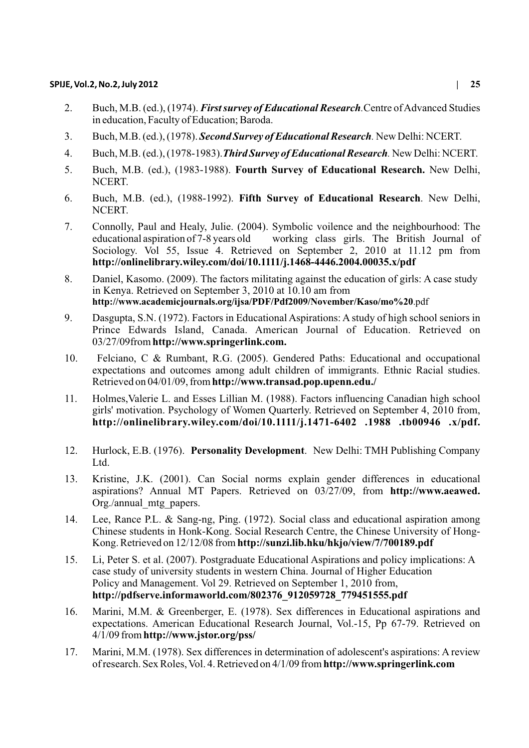2. Buch, M.B. (ed.), (1974). ***First survey of Educational Research***. Centre of Advanced Studies in education, Faculty of Education; Baroda.

3. Buch, M.B. (ed.), (1978). ***Second Survey of Educational Research***. New Delhi: NCERT.

4. Buch, M.B. (ed.), (1978-1983). ***Third Survey of Educational Research***. New Delhi: NCERT.

5. Buch, M.B. (ed.), (1983-1988). **Fourth Survey of Educational Research.** New Delhi, NCERT.

6. Buch, M.B. (ed.), (1988-1992). **Fifth Survey of Educational Research**. New Delhi, NCERT.

7. Connolly, Paul and Healy, Julie. (2004). Symbolic voilence and the neighbourhood: The educational aspiration of 7-8 years old working class girls. The British Journal of Sociology. Vol 55, Issue 4. Retrieved on September 2, 2010 at 11.12 pm from **http://onlinelibrary.wiley.com/doi/10.1111/j.1468-4446.2004.00035.x/pdf**

8. Daniel, Kasomo. (2009). The factors militating against the education of girls: A case study in Kenya. Retrieved on September 3, 2010 at 10.10 am from **http://www.academicjournals.org/ijsa/PDF/Pdf2009/November/Kaso/mo%20**.pdf

9. Dasgupta, S.N. (1972). Factors in Educational Aspirations: A study of high school seniors in Prince Edwards Island, Canada. American Journal of Education. Retrieved on 03/27/09from **http://www.springerlink.com.**

10. Felciano, C & Rumbant, R.G. (2005). Gendered Paths: Educational and occupational expectations and outcomes among adult children of immigrants. Ethnic Racial studies. Retrieved on 04/01/09, from **http://www.transad.pop.upenn.edu./**

11. Holmes,Valerie L. and Esses Lillian M. (1988). Factors influencing Canadian high school girls' motivation. Psychology of Women Quarterly. Retrieved on September 4, 2010 from, **http://onlinelibrary.wiley.com/doi/10.1111/j.1471-6402 .1988 .tb00946 .x/pdf.**

12. Hurlock, E.B. (1976). **Personality Development**. New Delhi: TMH Publishing Company Ltd.

13. Kristine, J.K. (2001). Can Social norms explain gender differences in educational aspirations? Annual MT Papers. Retrieved on 03/27/09, from **http://www.aeawed.** Org./annual_mtg_papers.

14. Lee, Rance P.L. & Sang-ng, Ping. (1972). Social class and educational aspiration among Chinese students in Honk-Kong. Social Research Centre, the Chinese University of Hong-Kong. Retrieved on 12/12/08 from **http://sunzi.lib.hku/hkjo/view/7/700189.pdf**

15. Li, Peter S. et al. (2007). Postgraduate Educational Aspirations and policy implications: A case study of university students in western China. Journal of Higher Education Policy and Management. Vol 29. Retrieved on September 1, 2010 from, **http://pdfserve.informaworld.com/802376_912059728_779451555.pdf**

16. Marini, M.M. & Greenberger, E. (1978). Sex differences in Educational aspirations and expectations. American Educational Research Journal, Vol.-15, Pp 67-79. Retrieved on 4/1/09 from **http://www.jstor.org/pss/**

17. Marini, M.M. (1978). Sex differences in determination of adolescent's aspirations: A review of research. Sex Roles, Vol. 4. Retrieved on 4/1/09 from **http://www.springerlink.com**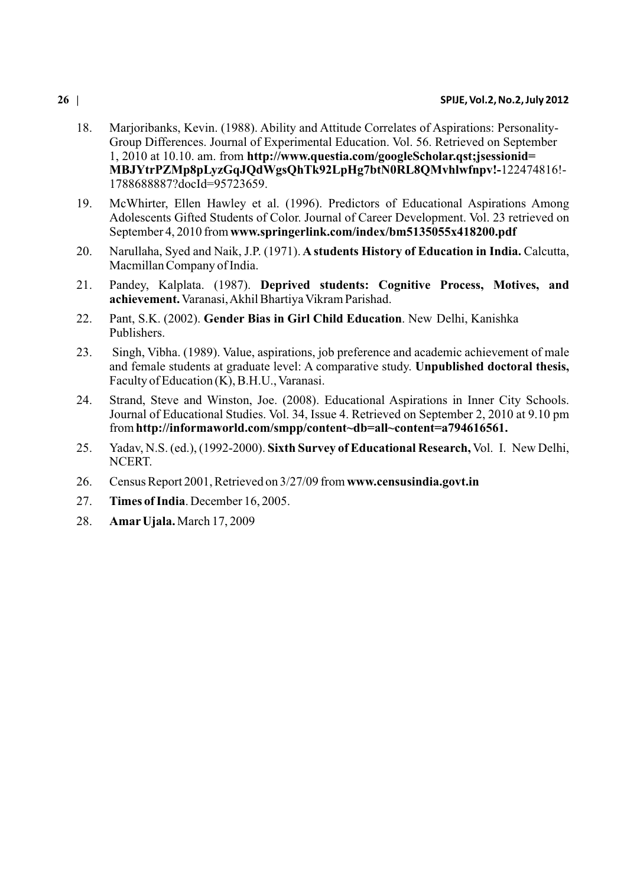18. Marjoribanks, Kevin. (1988). Ability and Attitude Correlates of Aspirations: Personality-Group Differences. Journal of Experimental Education. Vol. 56. Retrieved on September 1, 2010 at 10.10. am. from **http://www.questia.com/googleScholar.qst;jsessionid= MBJYtrPZMp8pLyzGqJQdWgsQhTk92LpHg7btN0RL8QMvhlwfnpv!-**122474816!-1788688887?docId=95723659.
19. McWhirter, Ellen Hawley et al. (1996). Predictors of Educational Aspirations Among Adolescents Gifted Students of Color. Journal of Career Development. Vol. 23 retrieved on September 4, 2010 from **www.springerlink.com/index/bm5135055x418200.pdf**
20. Narullaha, Syed and Naik, J.P. (1971). **A students History of Education in India.** Calcutta, Macmillan Company of India.
21. Pandey, Kalplata. (1987). **Deprived students: Cognitive Process, Motives, and achievement.** Varanasi, Akhil Bhartiya Vikram Parishad.
22. Pant, S.K. (2002). **Gender Bias in Girl Child Education**. New Delhi, Kanishka Publishers.
23. Singh, Vibha. (1989). Value, aspirations, job preference and academic achievement of male and female students at graduate level: A comparative study. **Unpublished doctoral thesis,** Faculty of Education (K), B.H.U., Varanasi.
24. Strand, Steve and Winston, Joe. (2008). Educational Aspirations in Inner City Schools. Journal of Educational Studies. Vol. 34, Issue 4. Retrieved on September 2, 2010 at 9.10 pm from **http://informaworld.com/smpp/content~db=all~content=a794616561.**
25. Yadav, N.S. (ed.), (1992-2000). **Sixth Survey of Educational Research,** Vol. I. New Delhi, NCERT.
26. Census Report 2001, Retrieved on 3/27/09 from **www.censusindia.govt.in**
27. **Times of India**. December 16, 2005.
28. **Amar Ujala.** March 17, 2009